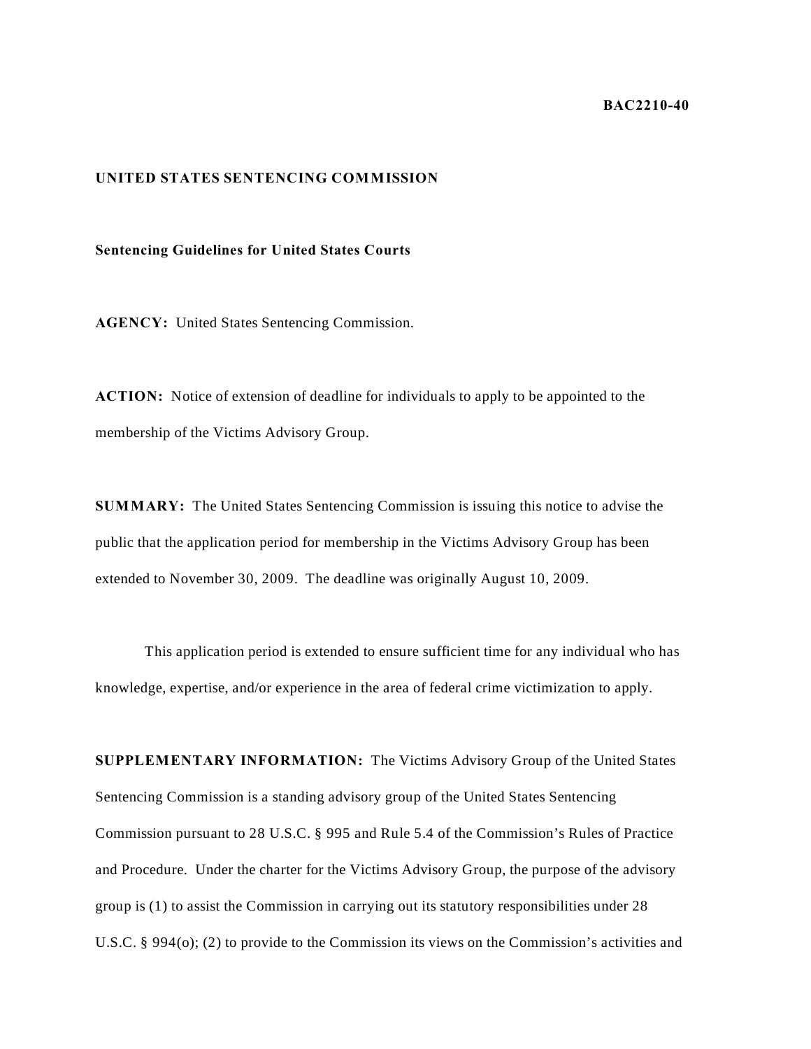**BAC2210-40**

**UNITED STATES SENTENCING COMMISSION**

**Sentencing Guidelines for United States Courts**

**AGENCY:** United States Sentencing Commission.

**ACTION:** Notice of extension of deadline for individuals to apply to be appointed to the membership of the Victims Advisory Group.

**SUMMARY:** The United States Sentencing Commission is issuing this notice to advise the public that the application period for membership in the Victims Advisory Group has been extended to November 30, 2009. The deadline was originally August 10, 2009.

This application period is extended to ensure sufficient time for any individual who has knowledge, expertise, and/or experience in the area of federal crime victimization to apply.

**SUPPLEMENTARY INFORMATION:** The Victims Advisory Group of the United States Sentencing Commission is a standing advisory group of the United States Sentencing Commission pursuant to 28 U.S.C. § 995 and Rule 5.4 of the Commission's Rules of Practice and Procedure. Under the charter for the Victims Advisory Group, the purpose of the advisory group is (1) to assist the Commission in carrying out its statutory responsibilities under 28 U.S.C. § 994(o); (2) to provide to the Commission its views on the Commission's activities and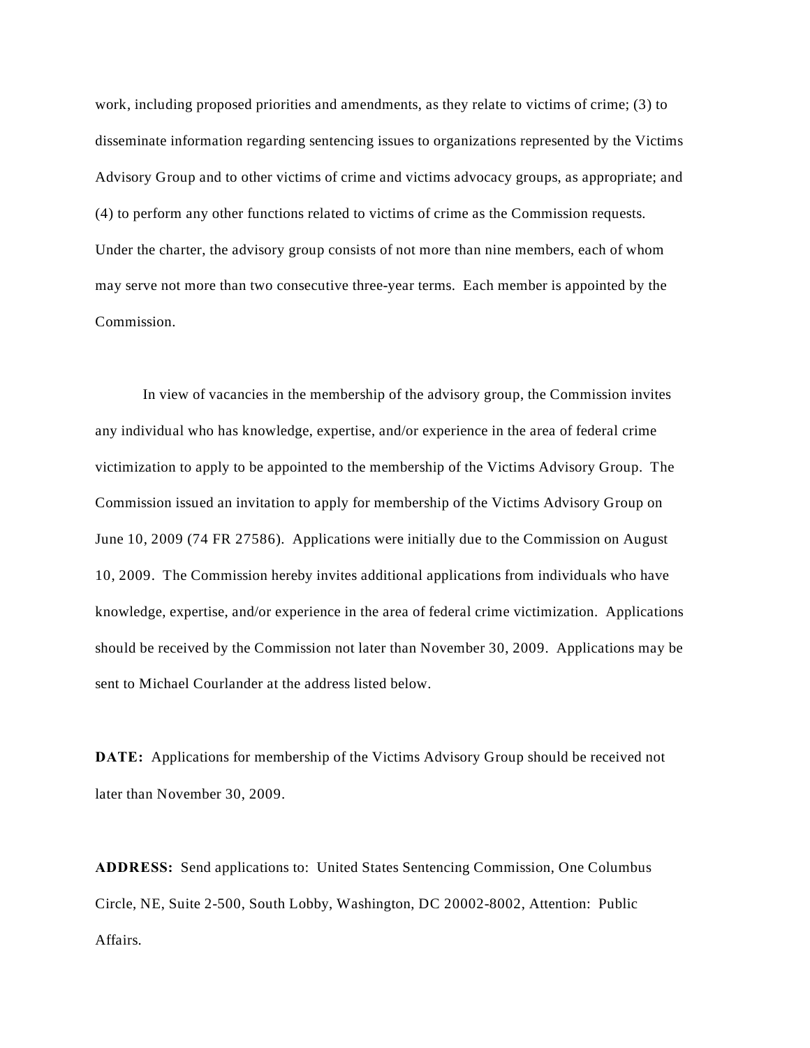work, including proposed priorities and amendments, as they relate to victims of crime; (3) to disseminate information regarding sentencing issues to organizations represented by the Victims Advisory Group and to other victims of crime and victims advocacy groups, as appropriate; and (4) to perform any other functions related to victims of crime as the Commission requests. Under the charter, the advisory group consists of not more than nine members, each of whom may serve not more than two consecutive three-year terms. Each member is appointed by the Commission.

In view of vacancies in the membership of the advisory group, the Commission invites any individual who has knowledge, expertise, and/or experience in the area of federal crime victimization to apply to be appointed to the membership of the Victims Advisory Group. The Commission issued an invitation to apply for membership of the Victims Advisory Group on June 10, 2009 (74 FR 27586). Applications were initially due to the Commission on August 10, 2009. The Commission hereby invites additional applications from individuals who have knowledge, expertise, and/or experience in the area of federal crime victimization. Applications should be received by the Commission not later than November 30, 2009. Applications may be sent to Michael Courlander at the address listed below.

**DATE:** Applications for membership of the Victims Advisory Group should be received not later than November 30, 2009.

**ADDRESS:** Send applications to: United States Sentencing Commission, One Columbus Circle, NE, Suite 2-500, South Lobby, Washington, DC 20002-8002, Attention: Public Affairs.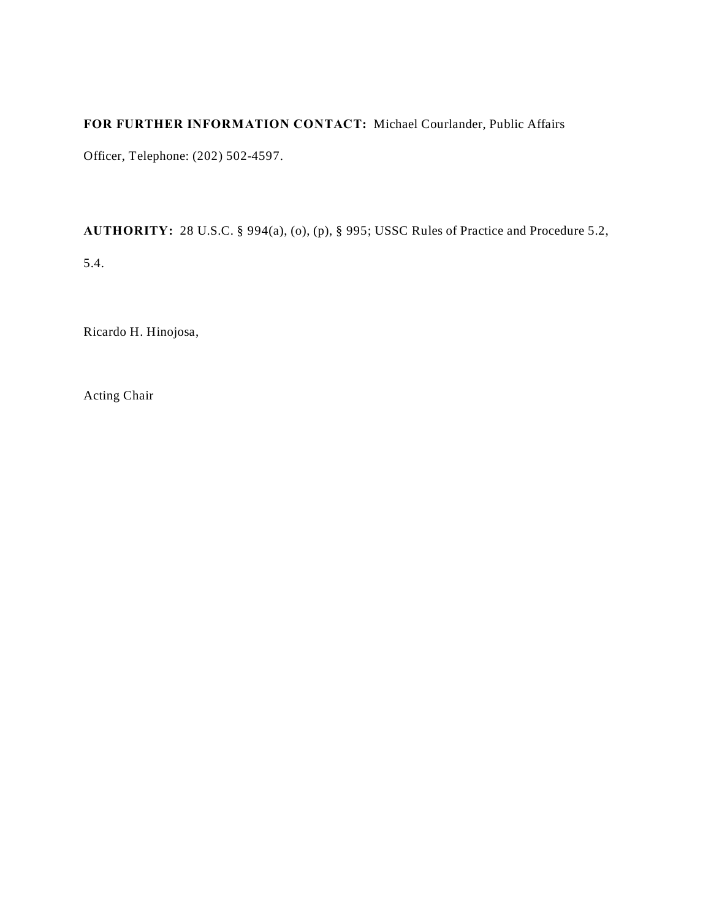**FOR FURTHER INFORMATION CONTACT:** Michael Courlander, Public Affairs Officer, Telephone: (202) 502-4597.

**AUTHORITY:** 28 U.S.C. § 994(a), (o), (p), § 995; USSC Rules of Practice and Procedure 5.2, 5.4.

Ricardo H. Hinojosa,

Acting Chair